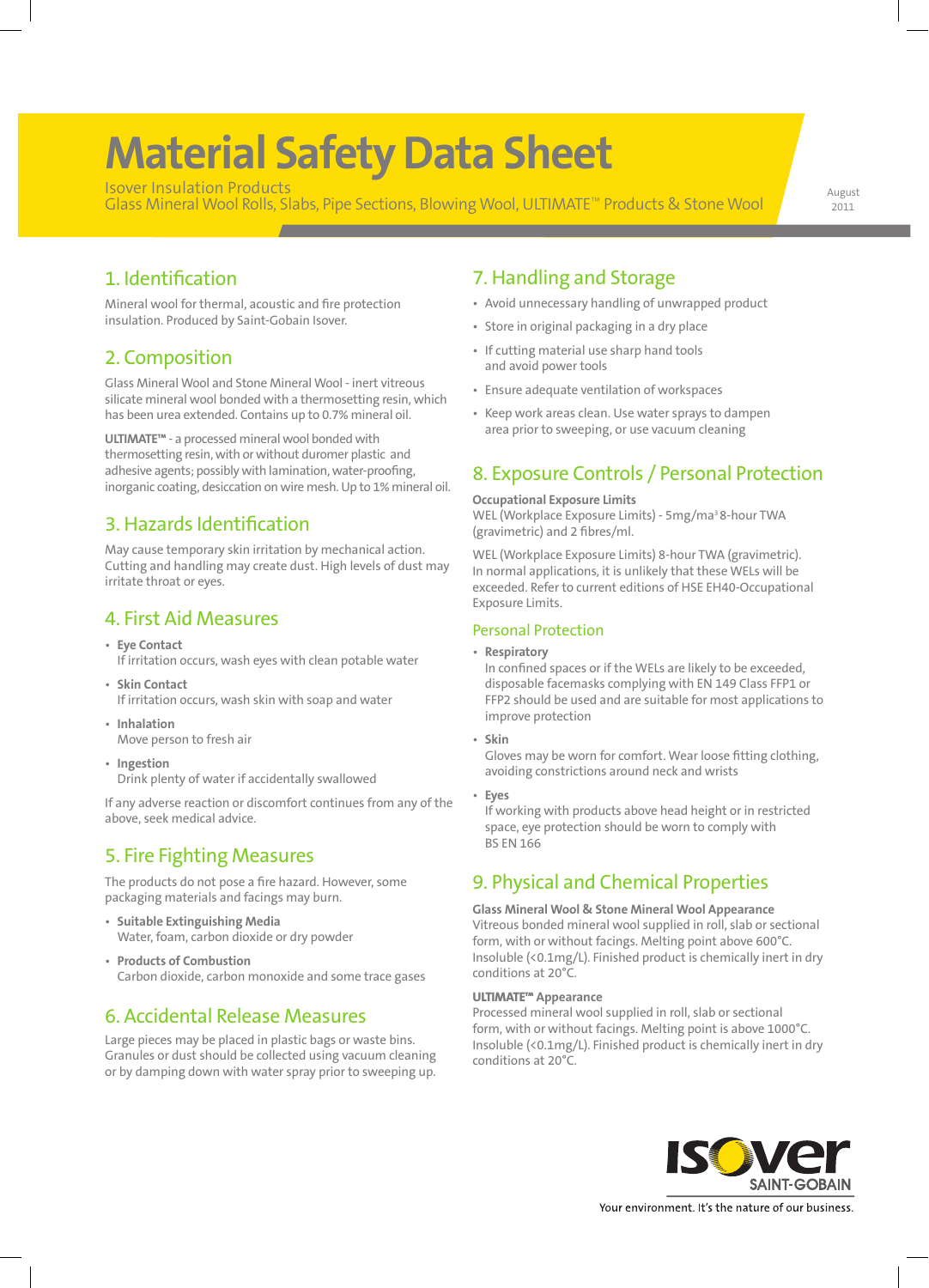# Material Safety Data Sheet

Isover Insulation Products
Glass Mineral Wool Rolls, Slabs, Pipe Sections, Blowing Wool, ULTIMATE™ Products & Stone Wool

August 2011

## 1. Identification

Mineral wool for thermal, acoustic and fire protection insulation. Produced by Saint-Gobain Isover.

## 2. Composition

Glass Mineral Wool and Stone Mineral Wool - inert vitreous silicate mineral wool bonded with a thermosetting resin, which has been urea extended. Contains up to 0.7% mineral oil.

**ULTIMATE™** - a processed mineral wool bonded with thermosetting resin, with or without duromer plastic and adhesive agents; possibly with lamination, water-proofing, inorganic coating, desiccation on wire mesh. Up to 1% mineral oil.

## 3. Hazards Identification

May cause temporary skin irritation by mechanical action. Cutting and handling may create dust. High levels of dust may irritate throat or eyes.

## 4. First Aid Measures

- **Eye Contact**
  If irritation occurs, wash eyes with clean potable water
- **Skin Contact**
  If irritation occurs, wash skin with soap and water
- **Inhalation**
  Move person to fresh air
- **Ingestion**
  Drink plenty of water if accidentally swallowed

If any adverse reaction or discomfort continues from any of the above, seek medical advice.

## 5. Fire Fighting Measures

The products do not pose a fire hazard. However, some packaging materials and facings may burn.

- **Suitable Extinguishing Media**
  Water, foam, carbon dioxide or dry powder
- **Products of Combustion**
  Carbon dioxide, carbon monoxide and some trace gases

## 6. Accidental Release Measures

Large pieces may be placed in plastic bags or waste bins. Granules or dust should be collected using vacuum cleaning or by damping down with water spray prior to sweeping up.

## 7. Handling and Storage

- Avoid unnecessary handling of unwrapped product
- Store in original packaging in a dry place
- If cutting material use sharp hand tools and avoid power tools
- Ensure adequate ventilation of workspaces
- Keep work areas clean. Use water sprays to dampen area prior to sweeping, or use vacuum cleaning

## 8. Exposure Controls / Personal Protection

**Occupational Exposure Limits**
WEL (Workplace Exposure Limits) - 5mg/ma$^3$ 8-hour TWA (gravimetric) and 2 fibres/ml.

WEL (Workplace Exposure Limits) 8-hour TWA (gravimetric). In normal applications, it is unlikely that these WELs will be exceeded. Refer to current editions of HSE EH40-Occupational Exposure Limits.

### Personal Protection

- **Respiratory**
  In confined spaces or if the WELs are likely to be exceeded, disposable facemasks complying with EN 149 Class FFP1 or FFP2 should be used and are suitable for most applications to improve protection
- **Skin**
  Gloves may be worn for comfort. Wear loose fitting clothing, avoiding constrictions around neck and wrists
- **Eyes**
  If working with products above head height or in restricted space, eye protection should be worn to comply with BS EN 166

## 9. Physical and Chemical Properties

**Glass Mineral Wool & Stone Mineral Wool Appearance**
Vitreous bonded mineral wool supplied in roll, slab or sectional form, with or without facings. Melting point above 600°C. Insoluble (<0.1mg/L). Finished product is chemically inert in dry conditions at 20°C.

**ULTIMATE™ Appearance**
Processed mineral wool supplied in roll, slab or sectional form, with or without facings. Melting point is above 1000°C. Insoluble (<0.1mg/L). Finished product is chemically inert in dry conditions at 20°C.

ISOVER SAINT-GOBAIN

Your environment. It's the nature of our business.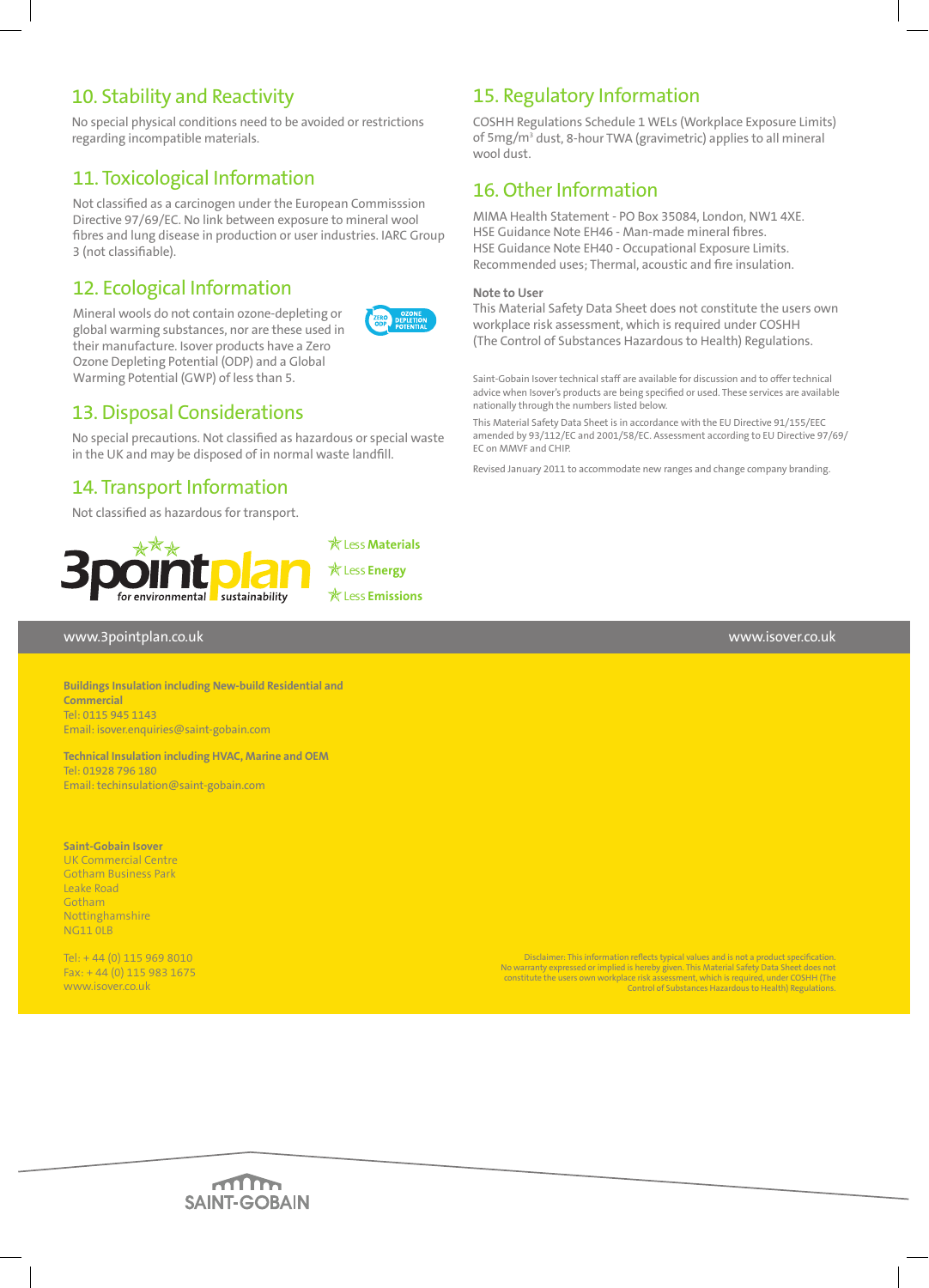## 10. Stability and Reactivity

No special physical conditions need to be avoided or restrictions regarding incompatible materials.

## 11. Toxicological Information

Not classified as a carcinogen under the European Commisssion Directive 97/69/EC. No link between exposure to mineral wool fibres and lung disease in production or user industries. IARC Group 3 (not classifiable).

## 12. Ecological Information

Mineral wools do not contain ozone-depleting or global warming substances, nor are these used in their manufacture. Isover products have a Zero Ozone Depleting Potential (ODP) and a Global Warming Potential (GWP) of less than 5.

ZERO ODP OZONE DEPLETION POTENTIAL

## 13. Disposal Considerations

No special precautions. Not classified as hazardous or special waste in the UK and may be disposed of in normal waste landfill.

## 14. Transport Information

Not classified as hazardous for transport.

3pointplan for environmental sustainability

Less Materials
Less Energy
Less Emissions

## 15. Regulatory Information

COSHH Regulations Schedule 1 WELs (Workplace Exposure Limits) of 5mg/m³ dust, 8-hour TWA (gravimetric) applies to all mineral wool dust.

## 16. Other Information

MIMA Health Statement - PO Box 35084, London, NW1 4XE.
HSE Guidance Note EH46 - Man-made mineral fibres.
HSE Guidance Note EH40 - Occupational Exposure Limits.
Recommended uses; Thermal, acoustic and fire insulation.

**Note to User**

This Material Safety Data Sheet does not constitute the users own workplace risk assessment, which is required under COSHH (The Control of Substances Hazardous to Health) Regulations.

Saint-Gobain Isover technical staff are available for discussion and to offer technical advice when Isover's products are being specified or used. These services are available nationally through the numbers listed below.

This Material Safety Data Sheet is in accordance with the EU Directive 91/155/EEC amended by 93/112/EC and 2001/58/EC. Assessment according to EU Directive 97/69/EC on MMVF and CHIP.

Revised January 2011 to accommodate new ranges and change company branding.

www.3pointplan.co.uk

www.isover.co.uk

**Buildings Insulation including New-build Residential and Commercial**
Tel: 0115 945 1143
Email: isover.enquiries@saint-gobain.com

**Technical Insulation including HVAC, Marine and OEM**
Tel: 01928 796 180
Email: techinsulation@saint-gobain.com

**Saint-Gobain Isover**
UK Commercial Centre
Gotham Business Park
Leake Road
Gotham
Nottinghamshire
NG11 0LB

Tel: + 44 (0) 115 969 8010
Fax: + 44 (0) 115 983 1675
www.isover.co.uk

Disclaimer: This information reflects typical values and is not a product specification. No warranty expressed or implied is hereby given. This Material Safety Data Sheet does not constitute the users own workplace risk assessment, which is required, under COSHH (The Control of Substances Hazardous to Health) Regulations.

SAINT-GOBAIN